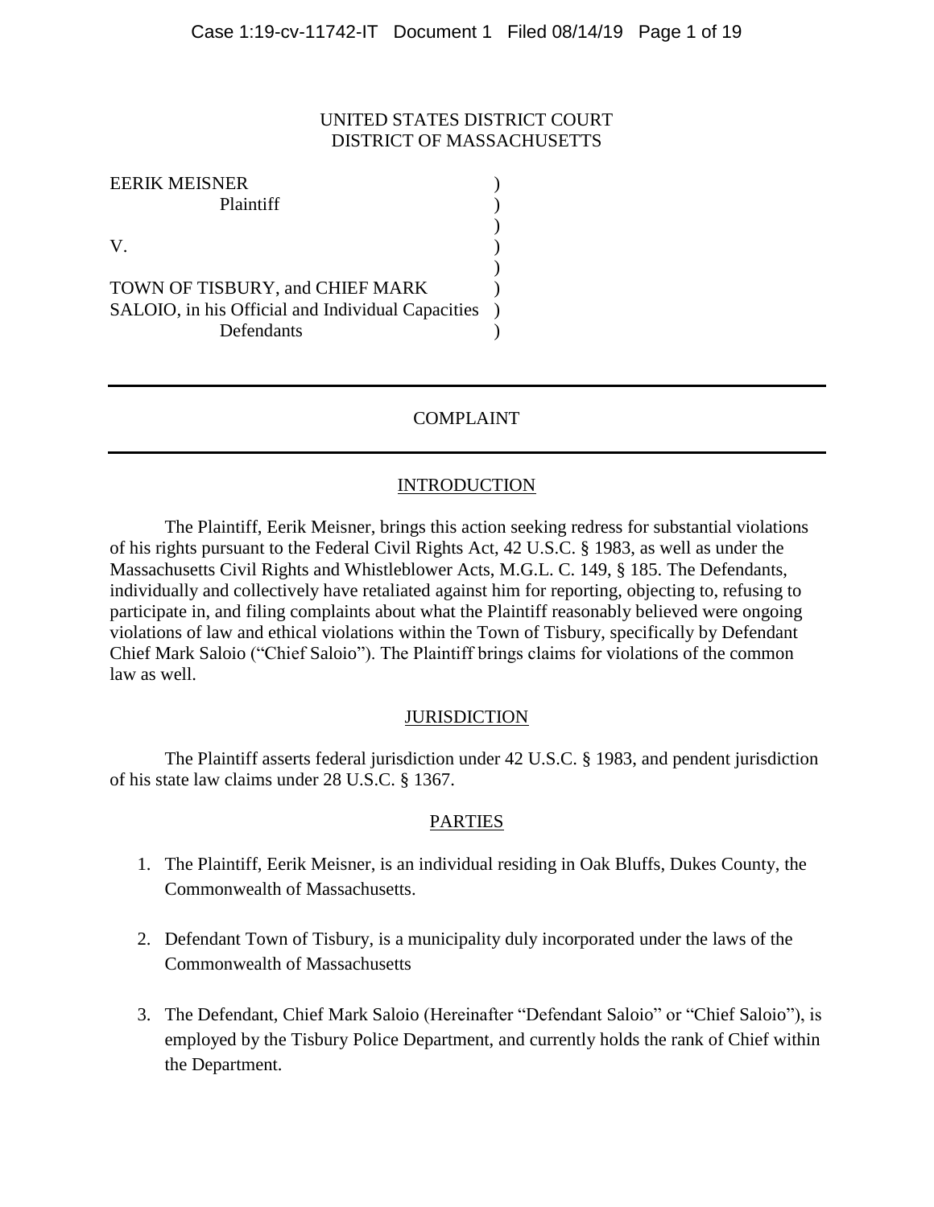UNITED STATES DISTRICT COURT
DISTRICT OF MASSACHUSETTS

EERIK MEISNER
Plaintiff

V.

TOWN OF TISBURY, and CHIEF MARK SALOIO, in his Official and Individual Capacities
Defendants

---

## COMPLAINT

---

### INTRODUCTION

The Plaintiff, Eerik Meisner, brings this action seeking redress for substantial violations of his rights pursuant to the Federal Civil Rights Act, 42 U.S.C. § 1983, as well as under the Massachusetts Civil Rights and Whistleblower Acts, M.G.L. C. 149, § 185. The Defendants, individually and collectively have retaliated against him for reporting, objecting to, refusing to participate in, and filing complaints about what the Plaintiff reasonably believed were ongoing violations of law and ethical violations within the Town of Tisbury, specifically by Defendant Chief Mark Saloio ("Chief Saloio"). The Plaintiff brings claims for violations of the common law as well.

### JURISDICTION

The Plaintiff asserts federal jurisdiction under 42 U.S.C. § 1983, and pendent jurisdiction of his state law claims under 28 U.S.C. § 1367.

### PARTIES

1. The Plaintiff, Eerik Meisner, is an individual residing in Oak Bluffs, Dukes County, the Commonwealth of Massachusetts.

2. Defendant Town of Tisbury, is a municipality duly incorporated under the laws of the Commonwealth of Massachusetts

3. The Defendant, Chief Mark Saloio (Hereinafter "Defendant Saloio" or "Chief Saloio"), is employed by the Tisbury Police Department, and currently holds the rank of Chief within the Department.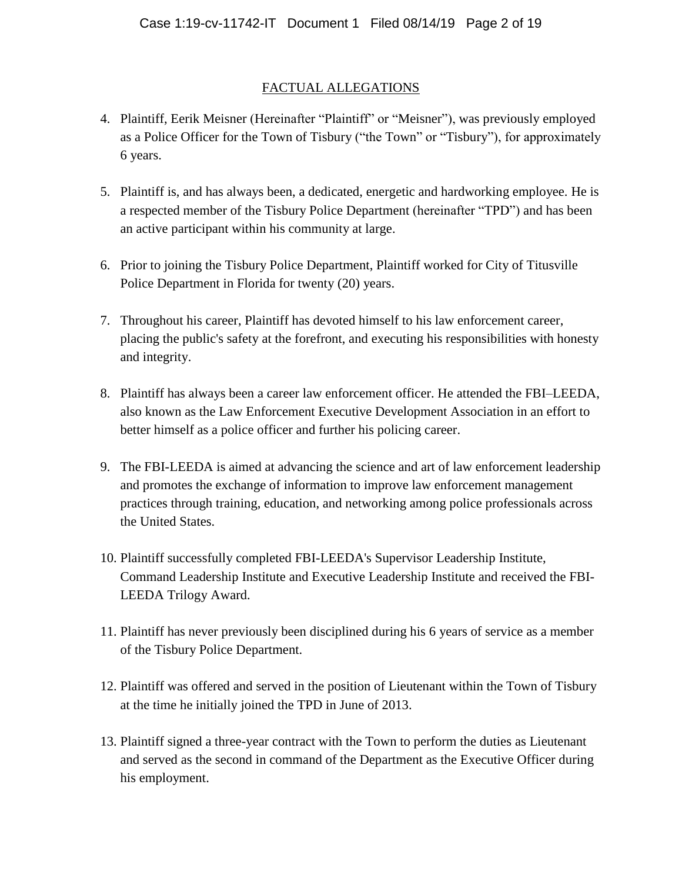## FACTUAL ALLEGATIONS

4. Plaintiff, Eerik Meisner (Hereinafter "Plaintiff" or "Meisner"), was previously employed as a Police Officer for the Town of Tisbury ("the Town" or "Tisbury"), for approximately 6 years.

5. Plaintiff is, and has always been, a dedicated, energetic and hardworking employee. He is a respected member of the Tisbury Police Department (hereinafter "TPD") and has been an active participant within his community at large.

6. Prior to joining the Tisbury Police Department, Plaintiff worked for City of Titusville Police Department in Florida for twenty (20) years.

7. Throughout his career, Plaintiff has devoted himself to his law enforcement career, placing the public's safety at the forefront, and executing his responsibilities with honesty and integrity.

8. Plaintiff has always been a career law enforcement officer. He attended the FBI–LEEDA, also known as the Law Enforcement Executive Development Association in an effort to better himself as a police officer and further his policing career.

9. The FBI-LEEDA is aimed at advancing the science and art of law enforcement leadership and promotes the exchange of information to improve law enforcement management practices through training, education, and networking among police professionals across the United States.

10. Plaintiff successfully completed FBI-LEEDA's Supervisor Leadership Institute, Command Leadership Institute and Executive Leadership Institute and received the FBI-LEEDA Trilogy Award.

11. Plaintiff has never previously been disciplined during his 6 years of service as a member of the Tisbury Police Department.

12. Plaintiff was offered and served in the position of Lieutenant within the Town of Tisbury at the time he initially joined the TPD in June of 2013.

13. Plaintiff signed a three-year contract with the Town to perform the duties as Lieutenant and served as the second in command of the Department as the Executive Officer during his employment.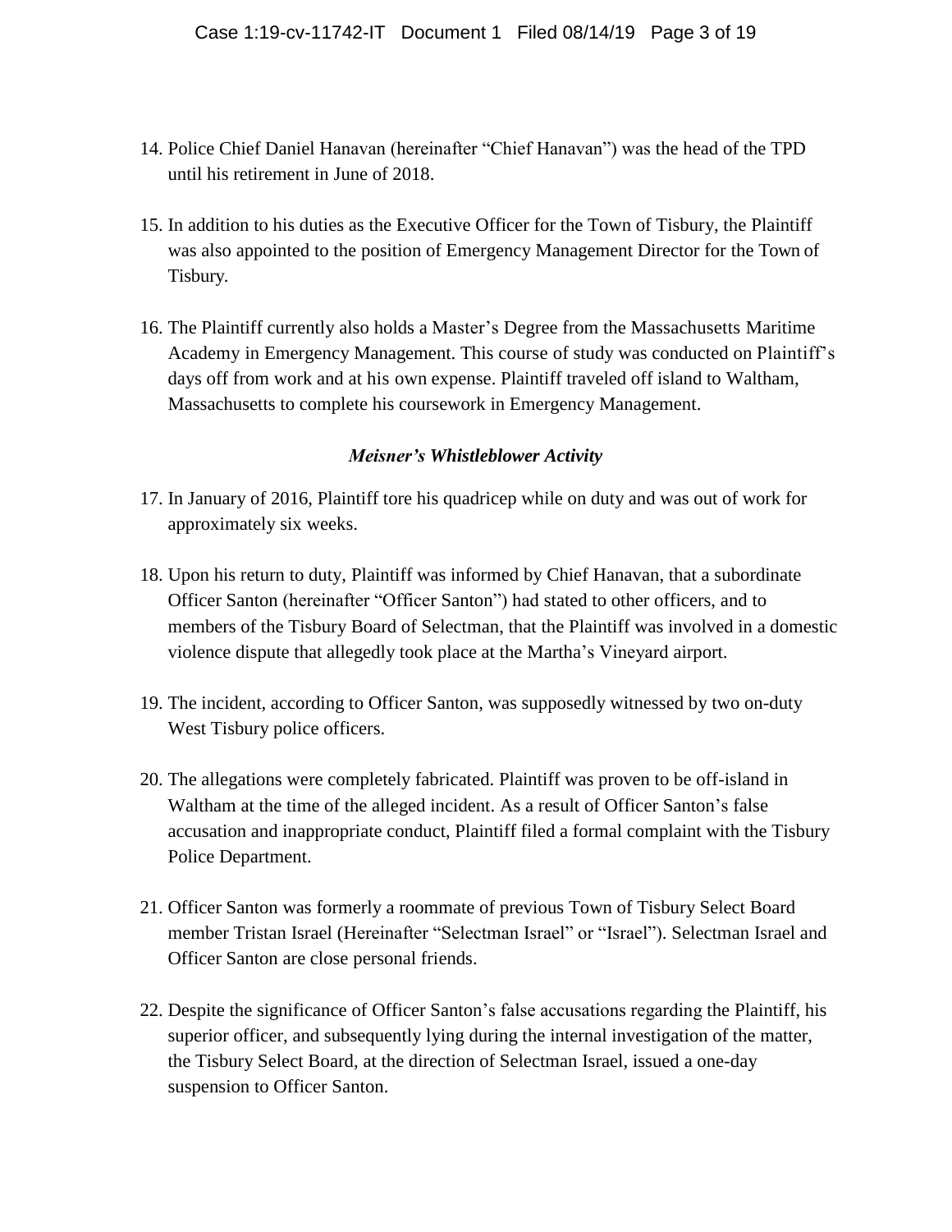14. Police Chief Daniel Hanavan (hereinafter "Chief Hanavan") was the head of the TPD until his retirement in June of 2018.

15. In addition to his duties as the Executive Officer for the Town of Tisbury, the Plaintiff was also appointed to the position of Emergency Management Director for the Town of Tisbury.

16. The Plaintiff currently also holds a Master's Degree from the Massachusetts Maritime Academy in Emergency Management. This course of study was conducted on Plaintiff's days off from work and at his own expense. Plaintiff traveled off island to Waltham, Massachusetts to complete his coursework in Emergency Management.

### *Meisner's Whistleblower Activity*

17. In January of 2016, Plaintiff tore his quadricep while on duty and was out of work for approximately six weeks.

18. Upon his return to duty, Plaintiff was informed by Chief Hanavan, that a subordinate Officer Santon (hereinafter "Officer Santon") had stated to other officers, and to members of the Tisbury Board of Selectman, that the Plaintiff was involved in a domestic violence dispute that allegedly took place at the Martha's Vineyard airport.

19. The incident, according to Officer Santon, was supposedly witnessed by two on-duty West Tisbury police officers.

20. The allegations were completely fabricated. Plaintiff was proven to be off-island in Waltham at the time of the alleged incident. As a result of Officer Santon's false accusation and inappropriate conduct, Plaintiff filed a formal complaint with the Tisbury Police Department.

21. Officer Santon was formerly a roommate of previous Town of Tisbury Select Board member Tristan Israel (Hereinafter "Selectman Israel" or "Israel"). Selectman Israel and Officer Santon are close personal friends.

22. Despite the significance of Officer Santon's false accusations regarding the Plaintiff, his superior officer, and subsequently lying during the internal investigation of the matter, the Tisbury Select Board, at the direction of Selectman Israel, issued a one-day suspension to Officer Santon.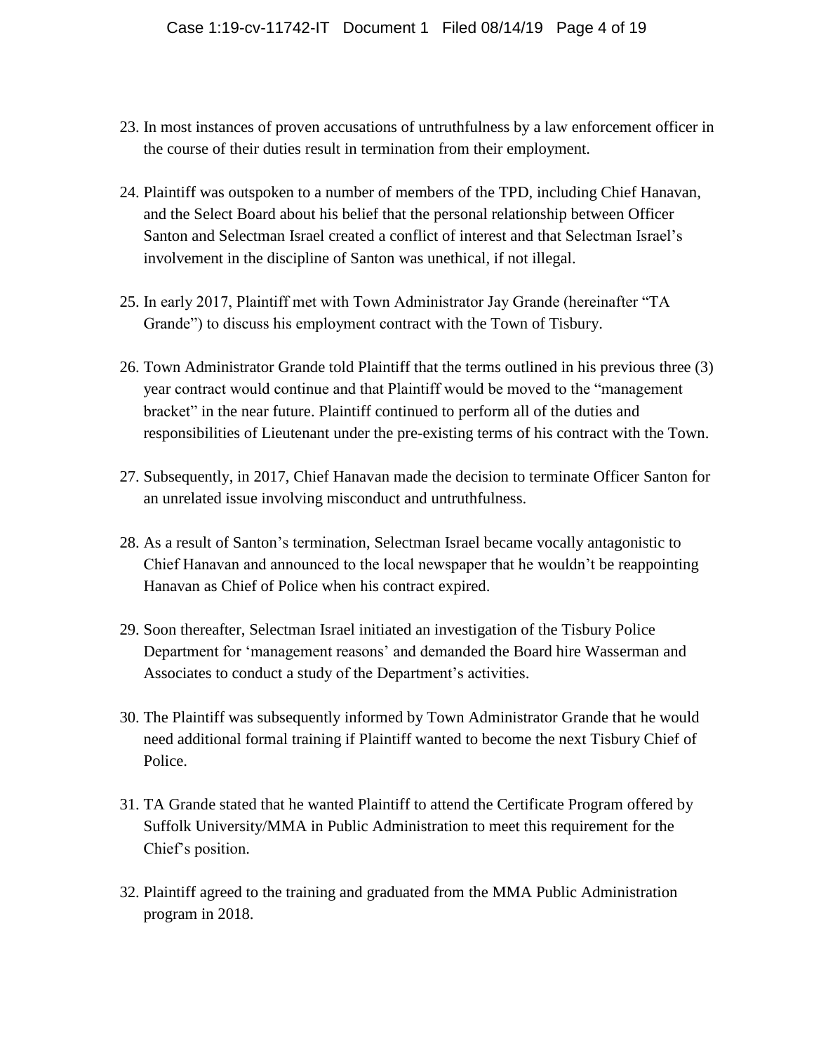23. In most instances of proven accusations of untruthfulness by a law enforcement officer in the course of their duties result in termination from their employment.

24. Plaintiff was outspoken to a number of members of the TPD, including Chief Hanavan, and the Select Board about his belief that the personal relationship between Officer Santon and Selectman Israel created a conflict of interest and that Selectman Israel's involvement in the discipline of Santon was unethical, if not illegal.

25. In early 2017, Plaintiff met with Town Administrator Jay Grande (hereinafter "TA Grande") to discuss his employment contract with the Town of Tisbury.

26. Town Administrator Grande told Plaintiff that the terms outlined in his previous three (3) year contract would continue and that Plaintiff would be moved to the "management bracket" in the near future. Plaintiff continued to perform all of the duties and responsibilities of Lieutenant under the pre-existing terms of his contract with the Town.

27. Subsequently, in 2017, Chief Hanavan made the decision to terminate Officer Santon for an unrelated issue involving misconduct and untruthfulness.

28. As a result of Santon's termination, Selectman Israel became vocally antagonistic to Chief Hanavan and announced to the local newspaper that he wouldn't be reappointing Hanavan as Chief of Police when his contract expired.

29. Soon thereafter, Selectman Israel initiated an investigation of the Tisbury Police Department for 'management reasons' and demanded the Board hire Wasserman and Associates to conduct a study of the Department's activities.

30. The Plaintiff was subsequently informed by Town Administrator Grande that he would need additional formal training if Plaintiff wanted to become the next Tisbury Chief of Police.

31. TA Grande stated that he wanted Plaintiff to attend the Certificate Program offered by Suffolk University/MMA in Public Administration to meet this requirement for the Chief's position.

32. Plaintiff agreed to the training and graduated from the MMA Public Administration program in 2018.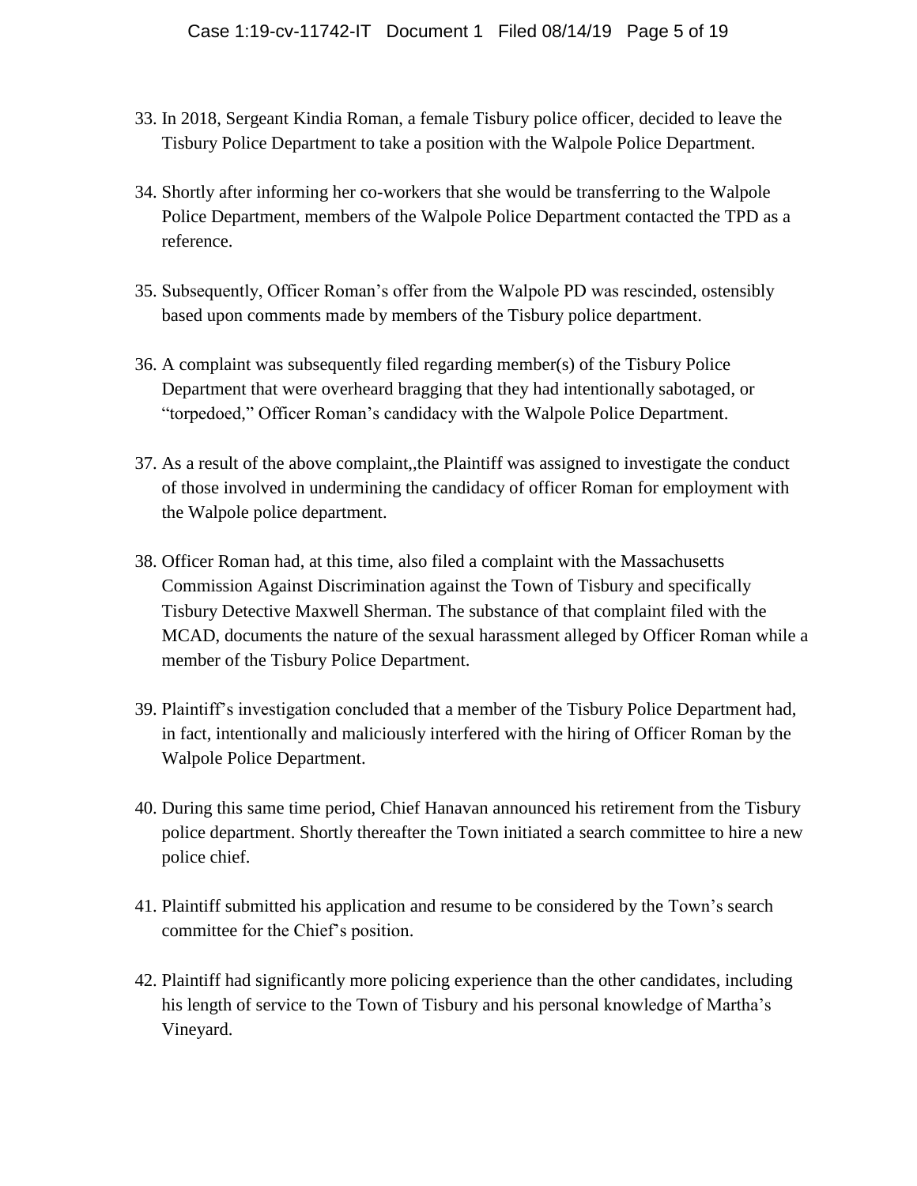33. In 2018, Sergeant Kindia Roman, a female Tisbury police officer, decided to leave the Tisbury Police Department to take a position with the Walpole Police Department.

34. Shortly after informing her co-workers that she would be transferring to the Walpole Police Department, members of the Walpole Police Department contacted the TPD as a reference.

35. Subsequently, Officer Roman's offer from the Walpole PD was rescinded, ostensibly based upon comments made by members of the Tisbury police department.

36. A complaint was subsequently filed regarding member(s) of the Tisbury Police Department that were overheard bragging that they had intentionally sabotaged, or "torpedoed," Officer Roman's candidacy with the Walpole Police Department.

37. As a result of the above complaint,,the Plaintiff was assigned to investigate the conduct of those involved in undermining the candidacy of officer Roman for employment with the Walpole police department.

38. Officer Roman had, at this time, also filed a complaint with the Massachusetts Commission Against Discrimination against the Town of Tisbury and specifically Tisbury Detective Maxwell Sherman. The substance of that complaint filed with the MCAD, documents the nature of the sexual harassment alleged by Officer Roman while a member of the Tisbury Police Department.

39. Plaintiff's investigation concluded that a member of the Tisbury Police Department had, in fact, intentionally and maliciously interfered with the hiring of Officer Roman by the Walpole Police Department.

40. During this same time period, Chief Hanavan announced his retirement from the Tisbury police department. Shortly thereafter the Town initiated a search committee to hire a new police chief.

41. Plaintiff submitted his application and resume to be considered by the Town's search committee for the Chief's position.

42. Plaintiff had significantly more policing experience than the other candidates, including his length of service to the Town of Tisbury and his personal knowledge of Martha's Vineyard.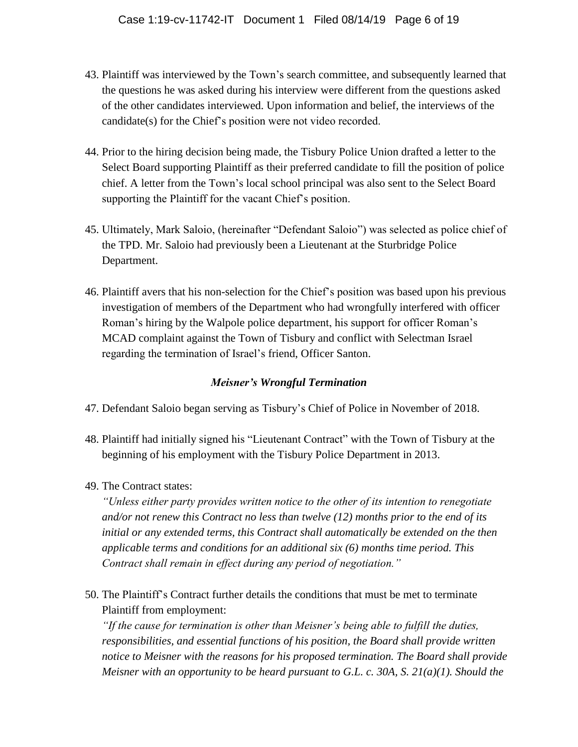43. Plaintiff was interviewed by the Town's search committee, and subsequently learned that the questions he was asked during his interview were different from the questions asked of the other candidates interviewed. Upon information and belief, the interviews of the candidate(s) for the Chief's position were not video recorded.

44. Prior to the hiring decision being made, the Tisbury Police Union drafted a letter to the Select Board supporting Plaintiff as their preferred candidate to fill the position of police chief. A letter from the Town's local school principal was also sent to the Select Board supporting the Plaintiff for the vacant Chief's position.

45. Ultimately, Mark Saloio, (hereinafter "Defendant Saloio") was selected as police chief of the TPD. Mr. Saloio had previously been a Lieutenant at the Sturbridge Police Department.

46. Plaintiff avers that his non-selection for the Chief's position was based upon his previous investigation of members of the Department who had wrongfully interfered with officer Roman's hiring by the Walpole police department, his support for officer Roman's MCAD complaint against the Town of Tisbury and conflict with Selectman Israel regarding the termination of Israel's friend, Officer Santon.

### *Meisner's Wrongful Termination*

47. Defendant Saloio began serving as Tisbury's Chief of Police in November of 2018.

48. Plaintiff had initially signed his "Lieutenant Contract" with the Town of Tisbury at the beginning of his employment with the Tisbury Police Department in 2013.

49. The Contract states:
*"Unless either party provides written notice to the other of its intention to renegotiate and/or not renew this Contract no less than twelve (12) months prior to the end of its initial or any extended terms, this Contract shall automatically be extended on the then applicable terms and conditions for an additional six (6) months time period. This Contract shall remain in effect during any period of negotiation."*

50. The Plaintiff's Contract further details the conditions that must be met to terminate Plaintiff from employment:
*"If the cause for termination is other than Meisner's being able to fulfill the duties, responsibilities, and essential functions of his position, the Board shall provide written notice to Meisner with the reasons for his proposed termination. The Board shall provide Meisner with an opportunity to be heard pursuant to G.L. c. 30A, S. 21(a)(1). Should the*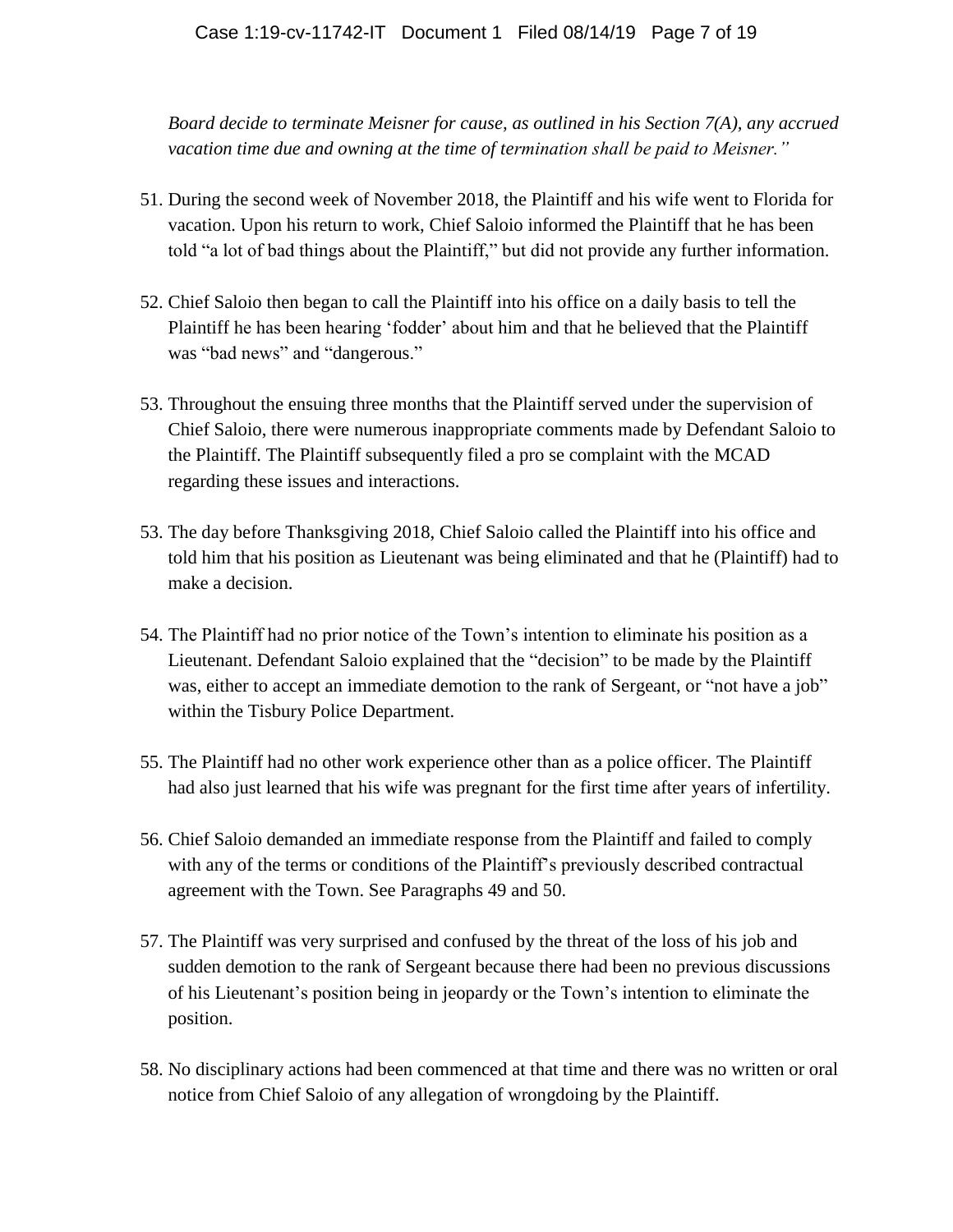*Board decide to terminate Meisner for cause, as outlined in his Section 7(A), any accrued vacation time due and owning at the time of termination shall be paid to Meisner."*

51. During the second week of November 2018, the Plaintiff and his wife went to Florida for vacation. Upon his return to work, Chief Saloio informed the Plaintiff that he has been told "a lot of bad things about the Plaintiff," but did not provide any further information.

52. Chief Saloio then began to call the Plaintiff into his office on a daily basis to tell the Plaintiff he has been hearing 'fodder' about him and that he believed that the Plaintiff was "bad news" and "dangerous."

53. Throughout the ensuing three months that the Plaintiff served under the supervision of Chief Saloio, there were numerous inappropriate comments made by Defendant Saloio to the Plaintiff. The Plaintiff subsequently filed a pro se complaint with the MCAD regarding these issues and interactions.

53. The day before Thanksgiving 2018, Chief Saloio called the Plaintiff into his office and told him that his position as Lieutenant was being eliminated and that he (Plaintiff) had to make a decision.

54. The Plaintiff had no prior notice of the Town's intention to eliminate his position as a Lieutenant. Defendant Saloio explained that the "decision" to be made by the Plaintiff was, either to accept an immediate demotion to the rank of Sergeant, or "not have a job" within the Tisbury Police Department.

55. The Plaintiff had no other work experience other than as a police officer. The Plaintiff had also just learned that his wife was pregnant for the first time after years of infertility.

56. Chief Saloio demanded an immediate response from the Plaintiff and failed to comply with any of the terms or conditions of the Plaintiff's previously described contractual agreement with the Town. See Paragraphs 49 and 50.

57. The Plaintiff was very surprised and confused by the threat of the loss of his job and sudden demotion to the rank of Sergeant because there had been no previous discussions of his Lieutenant's position being in jeopardy or the Town's intention to eliminate the position.

58. No disciplinary actions had been commenced at that time and there was no written or oral notice from Chief Saloio of any allegation of wrongdoing by the Plaintiff.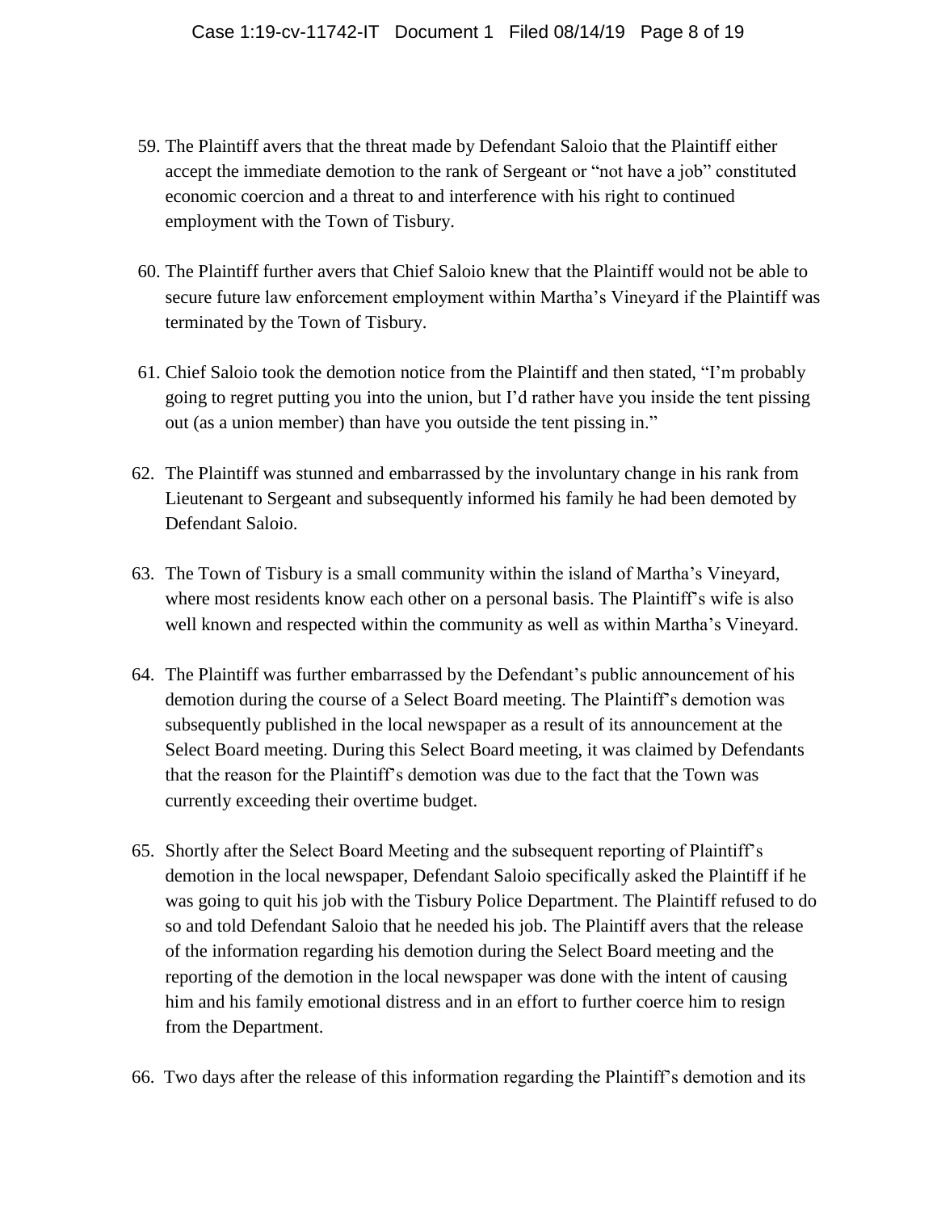59. The Plaintiff avers that the threat made by Defendant Saloio that the Plaintiff either accept the immediate demotion to the rank of Sergeant or "not have a job" constituted economic coercion and a threat to and interference with his right to continued employment with the Town of Tisbury.

60. The Plaintiff further avers that Chief Saloio knew that the Plaintiff would not be able to secure future law enforcement employment within Martha's Vineyard if the Plaintiff was terminated by the Town of Tisbury.

61. Chief Saloio took the demotion notice from the Plaintiff and then stated, "I'm probably going to regret putting you into the union, but I'd rather have you inside the tent pissing out (as a union member) than have you outside the tent pissing in."

62. The Plaintiff was stunned and embarrassed by the involuntary change in his rank from Lieutenant to Sergeant and subsequently informed his family he had been demoted by Defendant Saloio.

63. The Town of Tisbury is a small community within the island of Martha's Vineyard, where most residents know each other on a personal basis. The Plaintiff's wife is also well known and respected within the community as well as within Martha's Vineyard.

64. The Plaintiff was further embarrassed by the Defendant's public announcement of his demotion during the course of a Select Board meeting. The Plaintiff's demotion was subsequently published in the local newspaper as a result of its announcement at the Select Board meeting. During this Select Board meeting, it was claimed by Defendants that the reason for the Plaintiff's demotion was due to the fact that the Town was currently exceeding their overtime budget.

65. Shortly after the Select Board Meeting and the subsequent reporting of Plaintiff's demotion in the local newspaper, Defendant Saloio specifically asked the Plaintiff if he was going to quit his job with the Tisbury Police Department. The Plaintiff refused to do so and told Defendant Saloio that he needed his job. The Plaintiff avers that the release of the information regarding his demotion during the Select Board meeting and the reporting of the demotion in the local newspaper was done with the intent of causing him and his family emotional distress and in an effort to further coerce him to resign from the Department.

66. Two days after the release of this information regarding the Plaintiff's demotion and its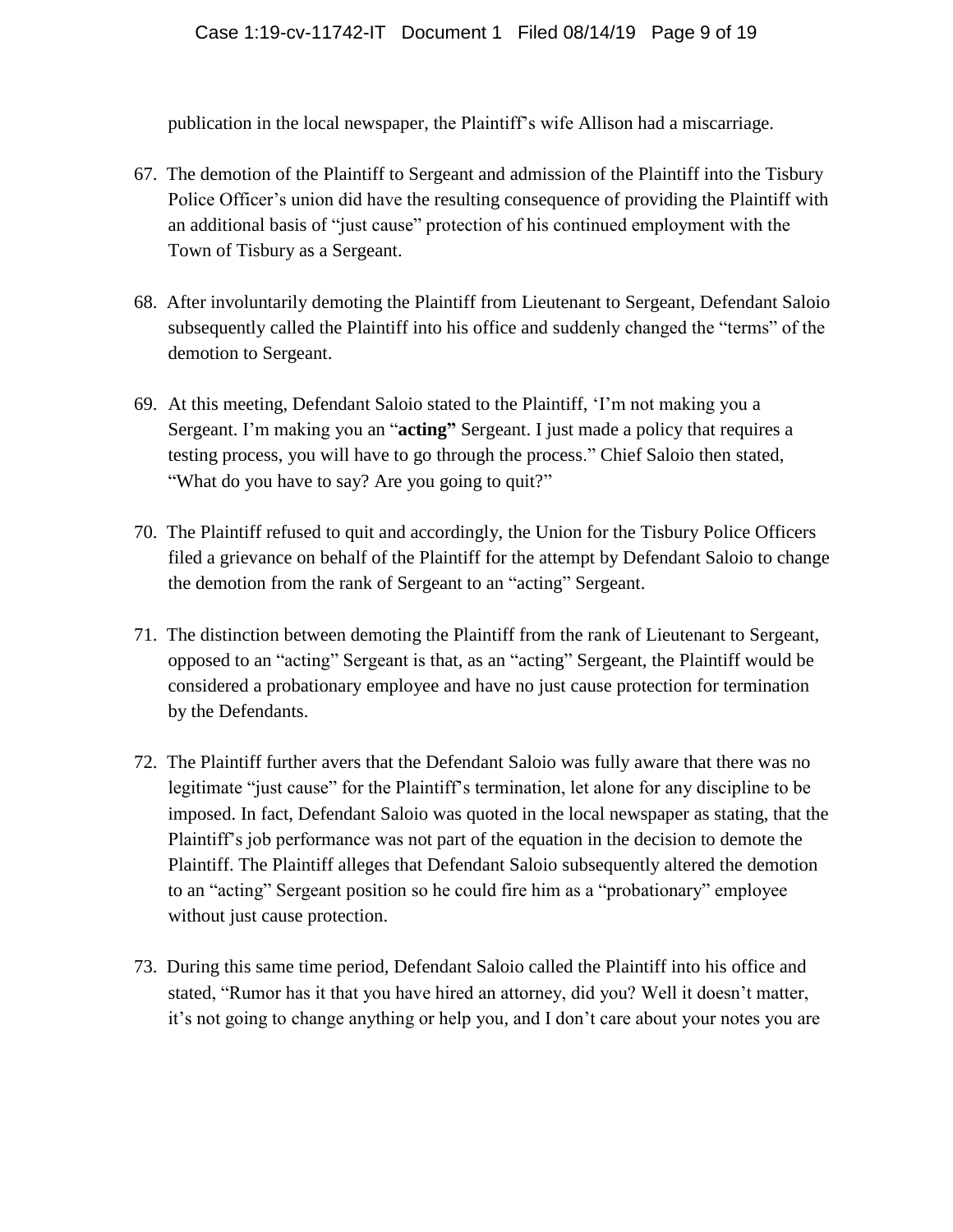publication in the local newspaper, the Plaintiff's wife Allison had a miscarriage.

67. The demotion of the Plaintiff to Sergeant and admission of the Plaintiff into the Tisbury Police Officer's union did have the resulting consequence of providing the Plaintiff with an additional basis of "just cause" protection of his continued employment with the Town of Tisbury as a Sergeant.

68. After involuntarily demoting the Plaintiff from Lieutenant to Sergeant, Defendant Saloio subsequently called the Plaintiff into his office and suddenly changed the "terms" of the demotion to Sergeant.

69. At this meeting, Defendant Saloio stated to the Plaintiff, 'I'm not making you a Sergeant. I'm making you an "**acting"** Sergeant. I just made a policy that requires a testing process, you will have to go through the process." Chief Saloio then stated, "What do you have to say? Are you going to quit?"

70. The Plaintiff refused to quit and accordingly, the Union for the Tisbury Police Officers filed a grievance on behalf of the Plaintiff for the attempt by Defendant Saloio to change the demotion from the rank of Sergeant to an "acting" Sergeant.

71. The distinction between demoting the Plaintiff from the rank of Lieutenant to Sergeant, opposed to an "acting" Sergeant is that, as an "acting" Sergeant, the Plaintiff would be considered a probationary employee and have no just cause protection for termination by the Defendants.

72. The Plaintiff further avers that the Defendant Saloio was fully aware that there was no legitimate "just cause" for the Plaintiff's termination, let alone for any discipline to be imposed. In fact, Defendant Saloio was quoted in the local newspaper as stating, that the Plaintiff's job performance was not part of the equation in the decision to demote the Plaintiff. The Plaintiff alleges that Defendant Saloio subsequently altered the demotion to an "acting" Sergeant position so he could fire him as a "probationary" employee without just cause protection.

73. During this same time period, Defendant Saloio called the Plaintiff into his office and stated, "Rumor has it that you have hired an attorney, did you? Well it doesn't matter, it's not going to change anything or help you, and I don't care about your notes you are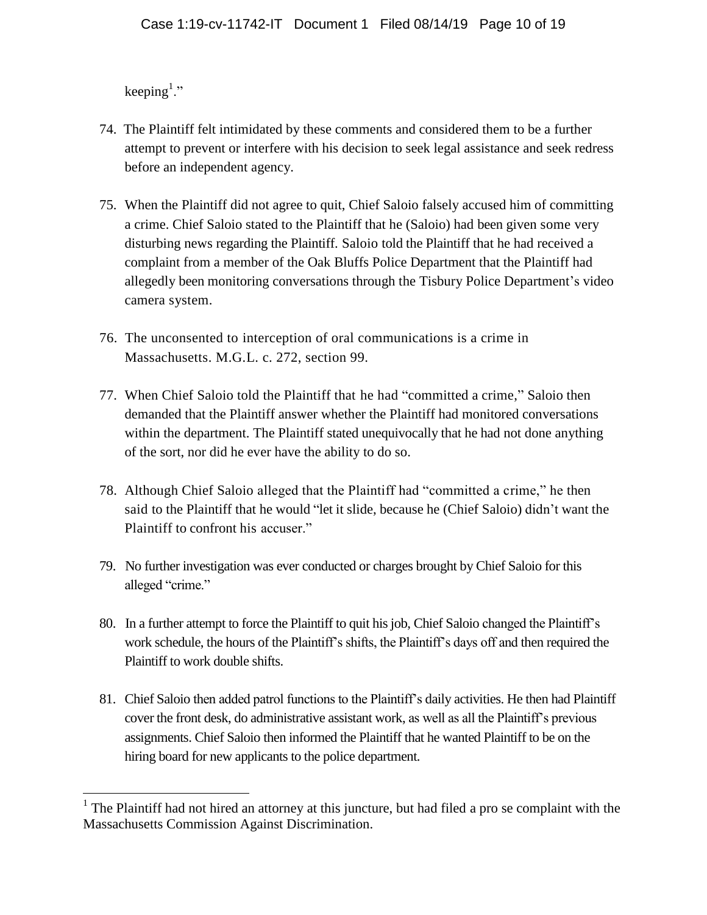keeping[1]."

74. The Plaintiff felt intimidated by these comments and considered them to be a further attempt to prevent or interfere with his decision to seek legal assistance and seek redress before an independent agency.

75. When the Plaintiff did not agree to quit, Chief Saloio falsely accused him of committing a crime. Chief Saloio stated to the Plaintiff that he (Saloio) had been given some very disturbing news regarding the Plaintiff. Saloio told the Plaintiff that he had received a complaint from a member of the Oak Bluffs Police Department that the Plaintiff had allegedly been monitoring conversations through the Tisbury Police Department's video camera system.

76. The unconsented to interception of oral communications is a crime in Massachusetts. M.G.L. c. 272, section 99.

77. When Chief Saloio told the Plaintiff that he had "committed a crime," Saloio then demanded that the Plaintiff answer whether the Plaintiff had monitored conversations within the department. The Plaintiff stated unequivocally that he had not done anything of the sort, nor did he ever have the ability to do so.

78. Although Chief Saloio alleged that the Plaintiff had "committed a crime," he then said to the Plaintiff that he would "let it slide, because he (Chief Saloio) didn't want the Plaintiff to confront his accuser."

79. No further investigation was ever conducted or charges brought by Chief Saloio for this alleged "crime."

80. In a further attempt to force the Plaintiff to quit his job, Chief Saloio changed the Plaintiff's work schedule, the hours of the Plaintiff's shifts, the Plaintiff's days off and then required the Plaintiff to work double shifts.

81. Chief Saloio then added patrol functions to the Plaintiff's daily activities. He then had Plaintiff cover the front desk, do administrative assistant work, as well as all the Plaintiff's previous assignments. Chief Saloio then informed the Plaintiff that he wanted Plaintiff to be on the hiring board for new applicants to the police department.

---

[1] The Plaintiff had not hired an attorney at this juncture, but had filed a pro se complaint with the Massachusetts Commission Against Discrimination.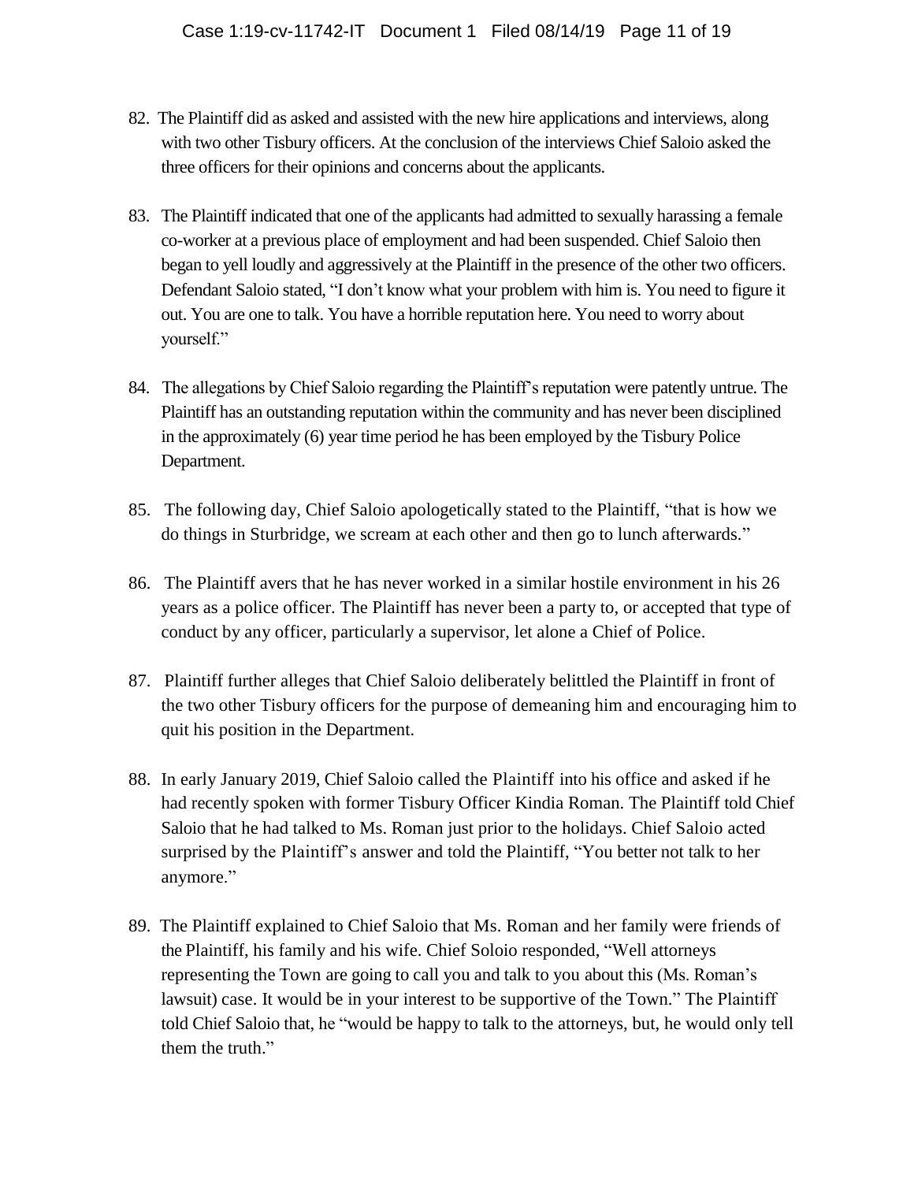82. The Plaintiff did as asked and assisted with the new hire applications and interviews, along with two other Tisbury officers. At the conclusion of the interviews Chief Saloio asked the three officers for their opinions and concerns about the applicants.

83. The Plaintiff indicated that one of the applicants had admitted to sexually harassing a female co-worker at a previous place of employment and had been suspended. Chief Saloio then began to yell loudly and aggressively at the Plaintiff in the presence of the other two officers. Defendant Saloio stated, "I don't know what your problem with him is. You need to figure it out. You are one to talk. You have a horrible reputation here. You need to worry about yourself."

84. The allegations by Chief Saloio regarding the Plaintiff's reputation were patently untrue. The Plaintiff has an outstanding reputation within the community and has never been disciplined in the approximately (6) year time period he has been employed by the Tisbury Police Department.

85. The following day, Chief Saloio apologetically stated to the Plaintiff, "that is how we do things in Sturbridge, we scream at each other and then go to lunch afterwards."

86. The Plaintiff avers that he has never worked in a similar hostile environment in his 26 years as a police officer. The Plaintiff has never been a party to, or accepted that type of conduct by any officer, particularly a supervisor, let alone a Chief of Police.

87. Plaintiff further alleges that Chief Saloio deliberately belittled the Plaintiff in front of the two other Tisbury officers for the purpose of demeaning him and encouraging him to quit his position in the Department.

88. In early January 2019, Chief Saloio called the Plaintiff into his office and asked if he had recently spoken with former Tisbury Officer Kindia Roman. The Plaintiff told Chief Saloio that he had talked to Ms. Roman just prior to the holidays. Chief Saloio acted surprised by the Plaintiff's answer and told the Plaintiff, "You better not talk to her anymore."

89. The Plaintiff explained to Chief Saloio that Ms. Roman and her family were friends of the Plaintiff, his family and his wife. Chief Soloio responded, "Well attorneys representing the Town are going to call you and talk to you about this (Ms. Roman's lawsuit) case. It would be in your interest to be supportive of the Town." The Plaintiff told Chief Saloio that, he "would be happy to talk to the attorneys, but, he would only tell them the truth."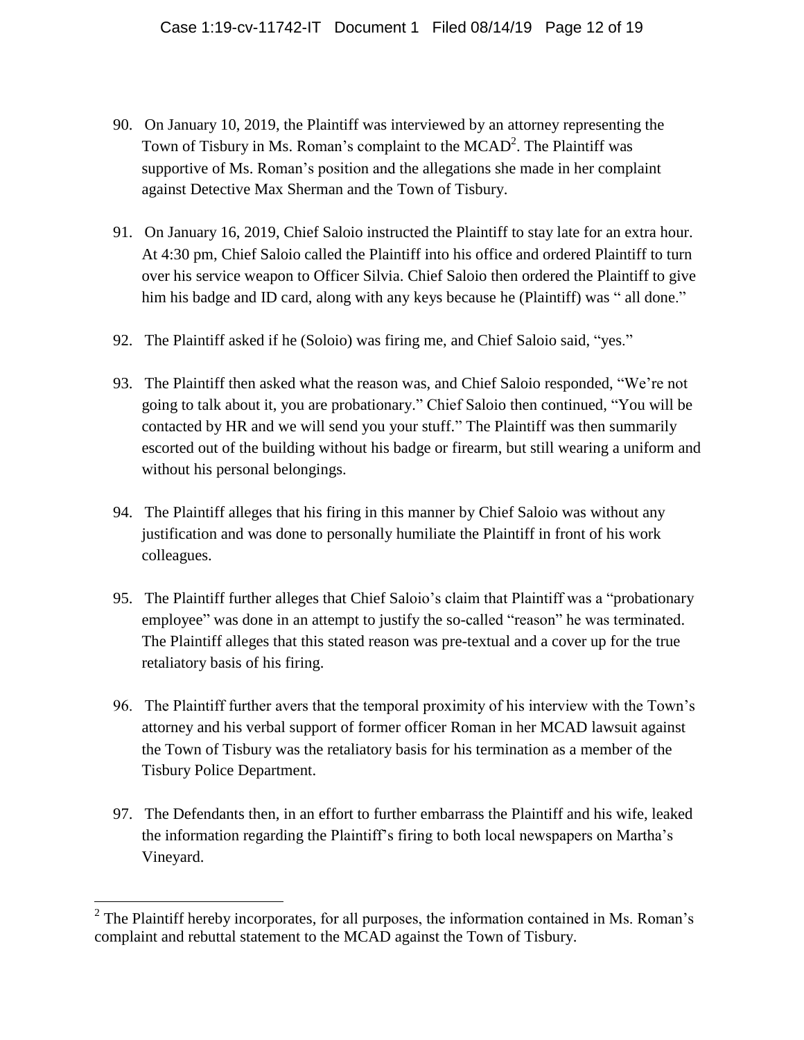90. On January 10, 2019, the Plaintiff was interviewed by an attorney representing the Town of Tisbury in Ms. Roman's complaint to the MCAD[2]. The Plaintiff was supportive of Ms. Roman's position and the allegations she made in her complaint against Detective Max Sherman and the Town of Tisbury.

91. On January 16, 2019, Chief Saloio instructed the Plaintiff to stay late for an extra hour. At 4:30 pm, Chief Saloio called the Plaintiff into his office and ordered Plaintiff to turn over his service weapon to Officer Silvia. Chief Saloio then ordered the Plaintiff to give him his badge and ID card, along with any keys because he (Plaintiff) was " all done."

92. The Plaintiff asked if he (Soloio) was firing me, and Chief Saloio said, "yes."

93. The Plaintiff then asked what the reason was, and Chief Saloio responded, "We're not going to talk about it, you are probationary." Chief Saloio then continued, "You will be contacted by HR and we will send you your stuff." The Plaintiff was then summarily escorted out of the building without his badge or firearm, but still wearing a uniform and without his personal belongings.

94. The Plaintiff alleges that his firing in this manner by Chief Saloio was without any justification and was done to personally humiliate the Plaintiff in front of his work colleagues.

95. The Plaintiff further alleges that Chief Saloio's claim that Plaintiff was a "probationary employee" was done in an attempt to justify the so-called "reason" he was terminated. The Plaintiff alleges that this stated reason was pre-textual and a cover up for the true retaliatory basis of his firing.

96. The Plaintiff further avers that the temporal proximity of his interview with the Town's attorney and his verbal support of former officer Roman in her MCAD lawsuit against the Town of Tisbury was the retaliatory basis for his termination as a member of the Tisbury Police Department.

97. The Defendants then, in an effort to further embarrass the Plaintiff and his wife, leaked the information regarding the Plaintiff's firing to both local newspapers on Martha's Vineyard.

---

[2] The Plaintiff hereby incorporates, for all purposes, the information contained in Ms. Roman's complaint and rebuttal statement to the MCAD against the Town of Tisbury.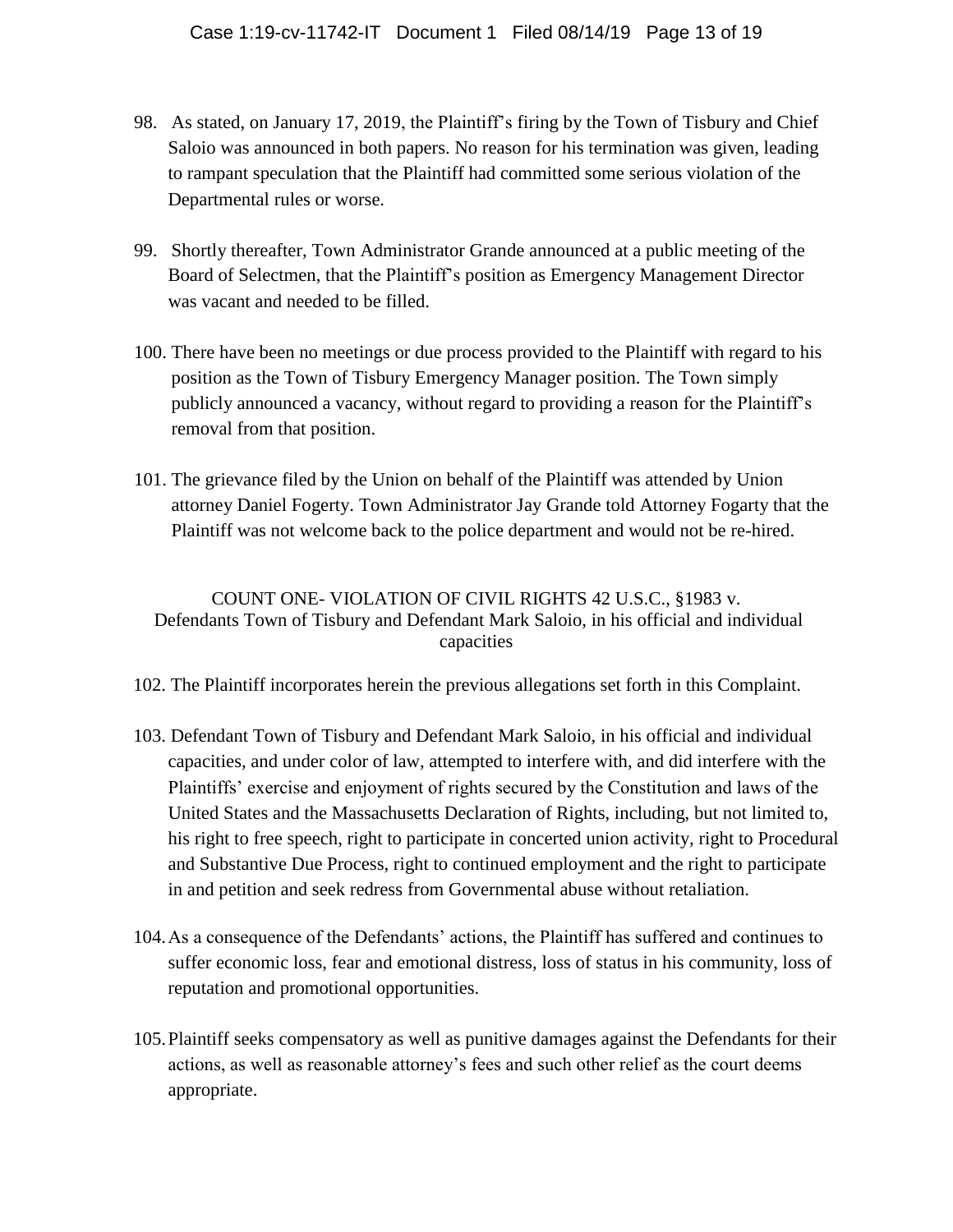98. As stated, on January 17, 2019, the Plaintiff's firing by the Town of Tisbury and Chief Saloio was announced in both papers. No reason for his termination was given, leading to rampant speculation that the Plaintiff had committed some serious violation of the Departmental rules or worse.

99. Shortly thereafter, Town Administrator Grande announced at a public meeting of the Board of Selectmen, that the Plaintiff's position as Emergency Management Director was vacant and needed to be filled.

100. There have been no meetings or due process provided to the Plaintiff with regard to his position as the Town of Tisbury Emergency Manager position. The Town simply publicly announced a vacancy, without regard to providing a reason for the Plaintiff's removal from that position.

101. The grievance filed by the Union on behalf of the Plaintiff was attended by Union attorney Daniel Fogerty. Town Administrator Jay Grande told Attorney Fogarty that the Plaintiff was not welcome back to the police department and would not be re-hired.

## COUNT ONE- VIOLATION OF CIVIL RIGHTS 42 U.S.C., §1983 v. Defendants Town of Tisbury and Defendant Mark Saloio, in his official and individual capacities

102. The Plaintiff incorporates herein the previous allegations set forth in this Complaint.

103. Defendant Town of Tisbury and Defendant Mark Saloio, in his official and individual capacities, and under color of law, attempted to interfere with, and did interfere with the Plaintiffs' exercise and enjoyment of rights secured by the Constitution and laws of the United States and the Massachusetts Declaration of Rights, including, but not limited to, his right to free speech, right to participate in concerted union activity, right to Procedural and Substantive Due Process, right to continued employment and the right to participate in and petition and seek redress from Governmental abuse without retaliation.

104. As a consequence of the Defendants' actions, the Plaintiff has suffered and continues to suffer economic loss, fear and emotional distress, loss of status in his community, loss of reputation and promotional opportunities.

105. Plaintiff seeks compensatory as well as punitive damages against the Defendants for their actions, as well as reasonable attorney's fees and such other relief as the court deems appropriate.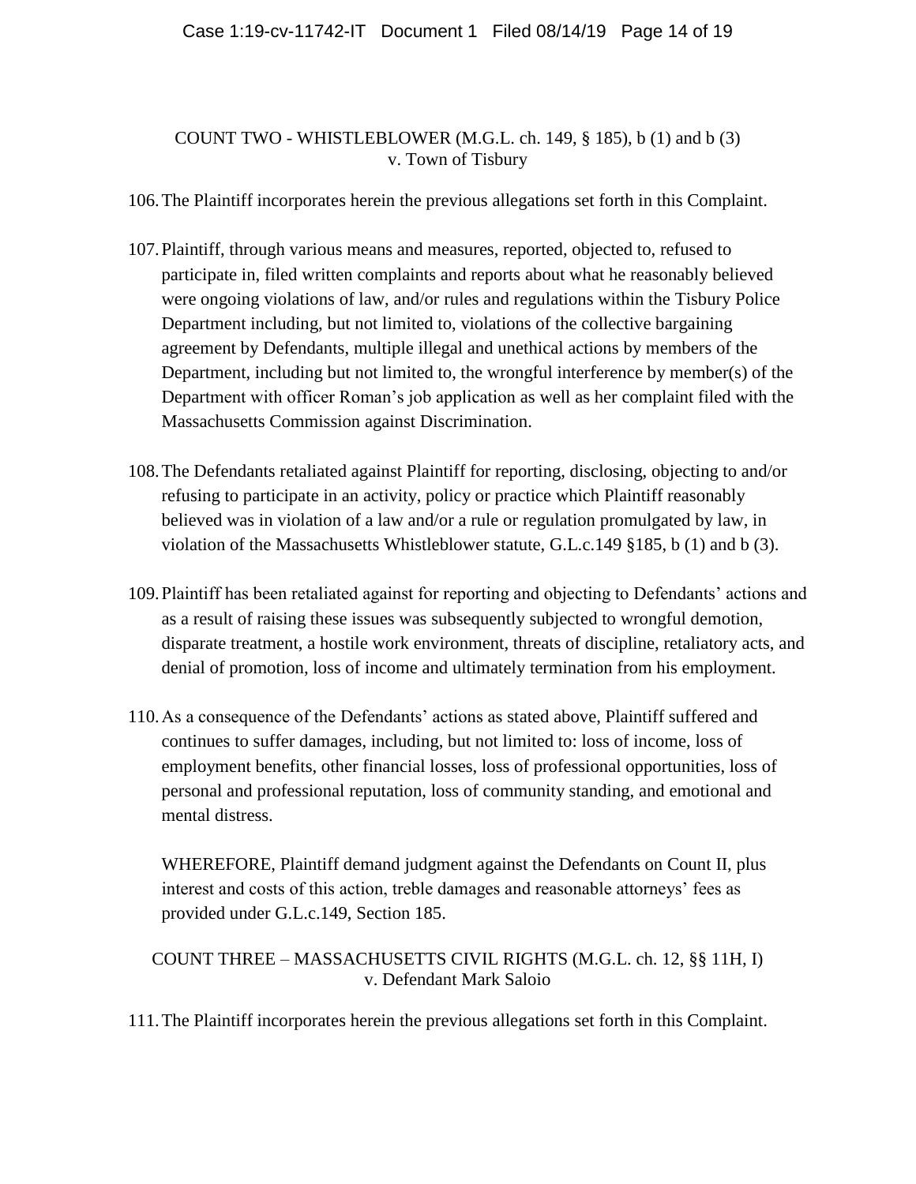## COUNT TWO - WHISTLEBLOWER (M.G.L. ch. 149, § 185), b (1) and b (3) v. Town of Tisbury

106. The Plaintiff incorporates herein the previous allegations set forth in this Complaint.

107. Plaintiff, through various means and measures, reported, objected to, refused to participate in, filed written complaints and reports about what he reasonably believed were ongoing violations of law, and/or rules and regulations within the Tisbury Police Department including, but not limited to, violations of the collective bargaining agreement by Defendants, multiple illegal and unethical actions by members of the Department, including but not limited to, the wrongful interference by member(s) of the Department with officer Roman's job application as well as her complaint filed with the Massachusetts Commission against Discrimination.

108. The Defendants retaliated against Plaintiff for reporting, disclosing, objecting to and/or refusing to participate in an activity, policy or practice which Plaintiff reasonably believed was in violation of a law and/or a rule or regulation promulgated by law, in violation of the Massachusetts Whistleblower statute, G.L.c.149 §185, b (1) and b (3).

109. Plaintiff has been retaliated against for reporting and objecting to Defendants' actions and as a result of raising these issues was subsequently subjected to wrongful demotion, disparate treatment, a hostile work environment, threats of discipline, retaliatory acts, and denial of promotion, loss of income and ultimately termination from his employment.

110. As a consequence of the Defendants' actions as stated above, Plaintiff suffered and continues to suffer damages, including, but not limited to: loss of income, loss of employment benefits, other financial losses, loss of professional opportunities, loss of personal and professional reputation, loss of community standing, and emotional and mental distress.

WHEREFORE, Plaintiff demand judgment against the Defendants on Count II, plus interest and costs of this action, treble damages and reasonable attorneys' fees as provided under G.L.c.149, Section 185.

## COUNT THREE – MASSACHUSETTS CIVIL RIGHTS (M.G.L. ch. 12, §§ 11H, I) v. Defendant Mark Saloio

111. The Plaintiff incorporates herein the previous allegations set forth in this Complaint.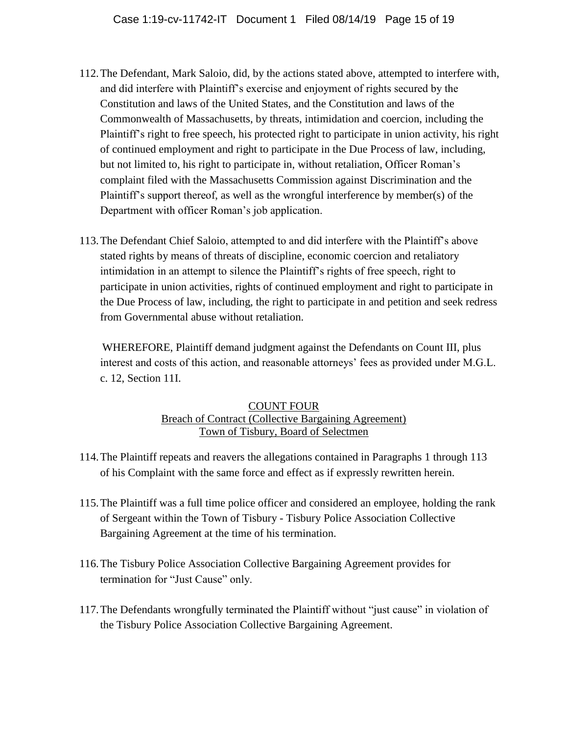112. The Defendant, Mark Saloio, did, by the actions stated above, attempted to interfere with, and did interfere with Plaintiff's exercise and enjoyment of rights secured by the Constitution and laws of the United States, and the Constitution and laws of the Commonwealth of Massachusetts, by threats, intimidation and coercion, including the Plaintiff's right to free speech, his protected right to participate in union activity, his right of continued employment and right to participate in the Due Process of law, including, but not limited to, his right to participate in, without retaliation, Officer Roman's complaint filed with the Massachusetts Commission against Discrimination and the Plaintiff's support thereof, as well as the wrongful interference by member(s) of the Department with officer Roman's job application.

113. The Defendant Chief Saloio, attempted to and did interfere with the Plaintiff's above stated rights by means of threats of discipline, economic coercion and retaliatory intimidation in an attempt to silence the Plaintiff's rights of free speech, right to participate in union activities, rights of continued employment and right to participate in the Due Process of law, including, the right to participate in and petition and seek redress from Governmental abuse without retaliation.

WHEREFORE, Plaintiff demand judgment against the Defendants on Count III, plus interest and costs of this action, and reasonable attorneys' fees as provided under M.G.L. c. 12, Section 11I.

<u>COUNT FOUR</u>
<u>Breach of Contract (Collective Bargaining Agreement)</u>
<u>Town of Tisbury, Board of Selectmen</u>

114. The Plaintiff repeats and reavers the allegations contained in Paragraphs 1 through 113 of his Complaint with the same force and effect as if expressly rewritten herein.

115. The Plaintiff was a full time police officer and considered an employee, holding the rank of Sergeant within the Town of Tisbury - Tisbury Police Association Collective Bargaining Agreement at the time of his termination.

116. The Tisbury Police Association Collective Bargaining Agreement provides for termination for "Just Cause" only.

117. The Defendants wrongfully terminated the Plaintiff without "just cause" in violation of the Tisbury Police Association Collective Bargaining Agreement.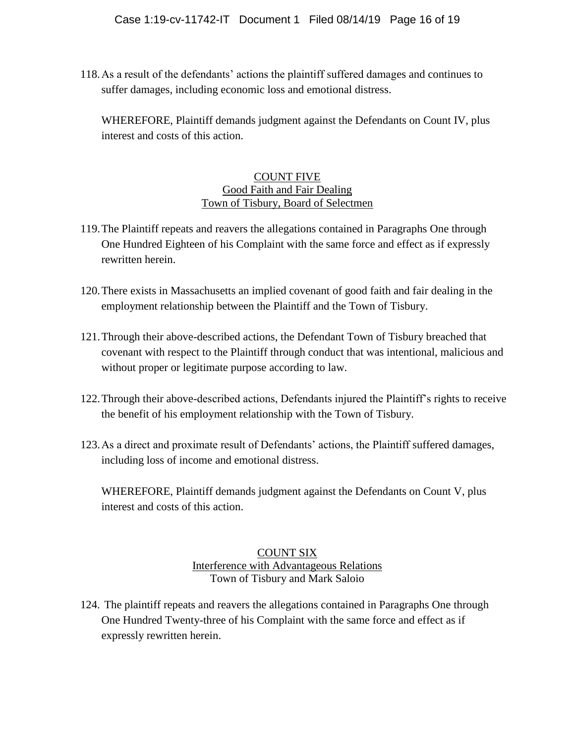118. As a result of the defendants' actions the plaintiff suffered damages and continues to suffer damages, including economic loss and emotional distress.

WHEREFORE, Plaintiff demands judgment against the Defendants on Count IV, plus interest and costs of this action.

<u>COUNT FIVE</u>
<u>Good Faith and Fair Dealing</u>
<u>Town of Tisbury, Board of Selectmen</u>

119. The Plaintiff repeats and reavers the allegations contained in Paragraphs One through One Hundred Eighteen of his Complaint with the same force and effect as if expressly rewritten herein.

120. There exists in Massachusetts an implied covenant of good faith and fair dealing in the employment relationship between the Plaintiff and the Town of Tisbury.

121. Through their above-described actions, the Defendant Town of Tisbury breached that covenant with respect to the Plaintiff through conduct that was intentional, malicious and without proper or legitimate purpose according to law.

122. Through their above-described actions, Defendants injured the Plaintiff's rights to receive the benefit of his employment relationship with the Town of Tisbury.

123. As a direct and proximate result of Defendants' actions, the Plaintiff suffered damages, including loss of income and emotional distress.

WHEREFORE, Plaintiff demands judgment against the Defendants on Count V, plus interest and costs of this action.

<u>COUNT SIX</u>
<u>Interference with Advantageous Relations</u>
Town of Tisbury and Mark Saloio

124. The plaintiff repeats and reavers the allegations contained in Paragraphs One through One Hundred Twenty-three of his Complaint with the same force and effect as if expressly rewritten herein.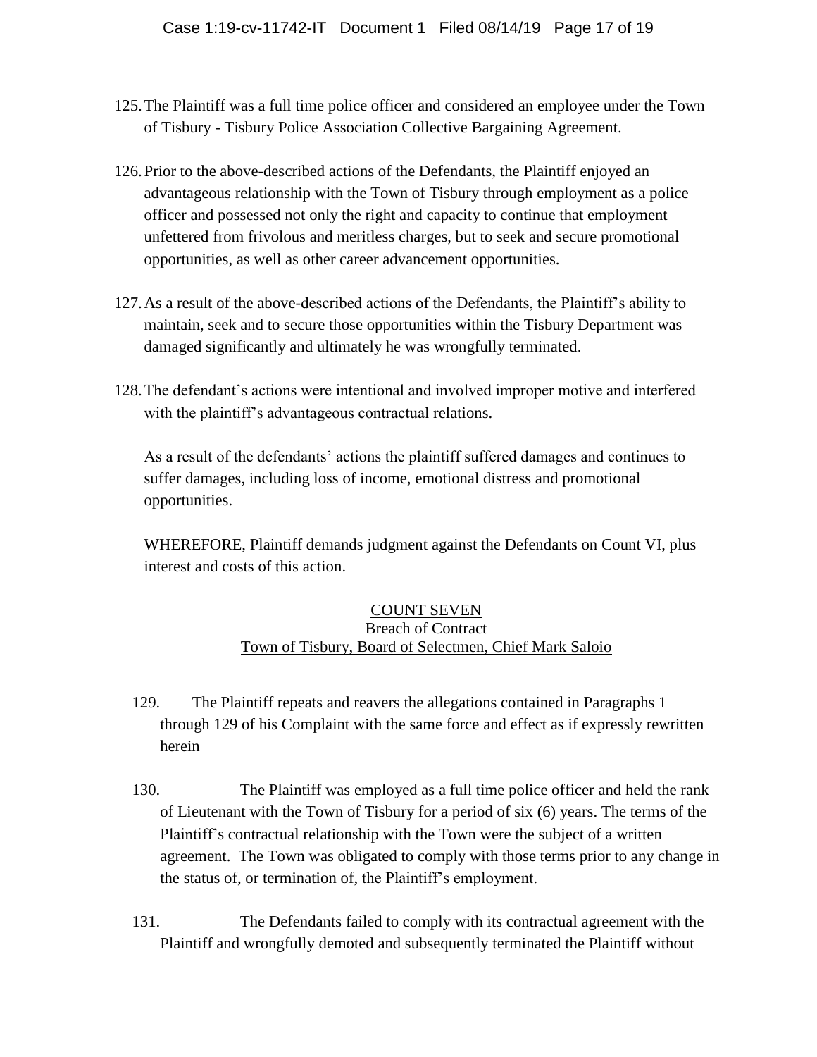125. The Plaintiff was a full time police officer and considered an employee under the Town of Tisbury - Tisbury Police Association Collective Bargaining Agreement.

126. Prior to the above-described actions of the Defendants, the Plaintiff enjoyed an advantageous relationship with the Town of Tisbury through employment as a police officer and possessed not only the right and capacity to continue that employment unfettered from frivolous and meritless charges, but to seek and secure promotional opportunities, as well as other career advancement opportunities.

127. As a result of the above-described actions of the Defendants, the Plaintiff's ability to maintain, seek and to secure those opportunities within the Tisbury Department was damaged significantly and ultimately he was wrongfully terminated.

128. The defendant's actions were intentional and involved improper motive and interfered with the plaintiff's advantageous contractual relations.

As a result of the defendants' actions the plaintiff suffered damages and continues to suffer damages, including loss of income, emotional distress and promotional opportunities.

WHEREFORE, Plaintiff demands judgment against the Defendants on Count VI, plus interest and costs of this action.

<u>COUNT SEVEN</u>
<u>Breach of Contract</u>
<u>Town of Tisbury, Board of Selectmen, Chief Mark Saloio</u>

129. The Plaintiff repeats and reavers the allegations contained in Paragraphs 1 through 129 of his Complaint with the same force and effect as if expressly rewritten herein

130. The Plaintiff was employed as a full time police officer and held the rank of Lieutenant with the Town of Tisbury for a period of six (6) years. The terms of the Plaintiff's contractual relationship with the Town were the subject of a written agreement. The Town was obligated to comply with those terms prior to any change in the status of, or termination of, the Plaintiff's employment.

131. The Defendants failed to comply with its contractual agreement with the Plaintiff and wrongfully demoted and subsequently terminated the Plaintiff without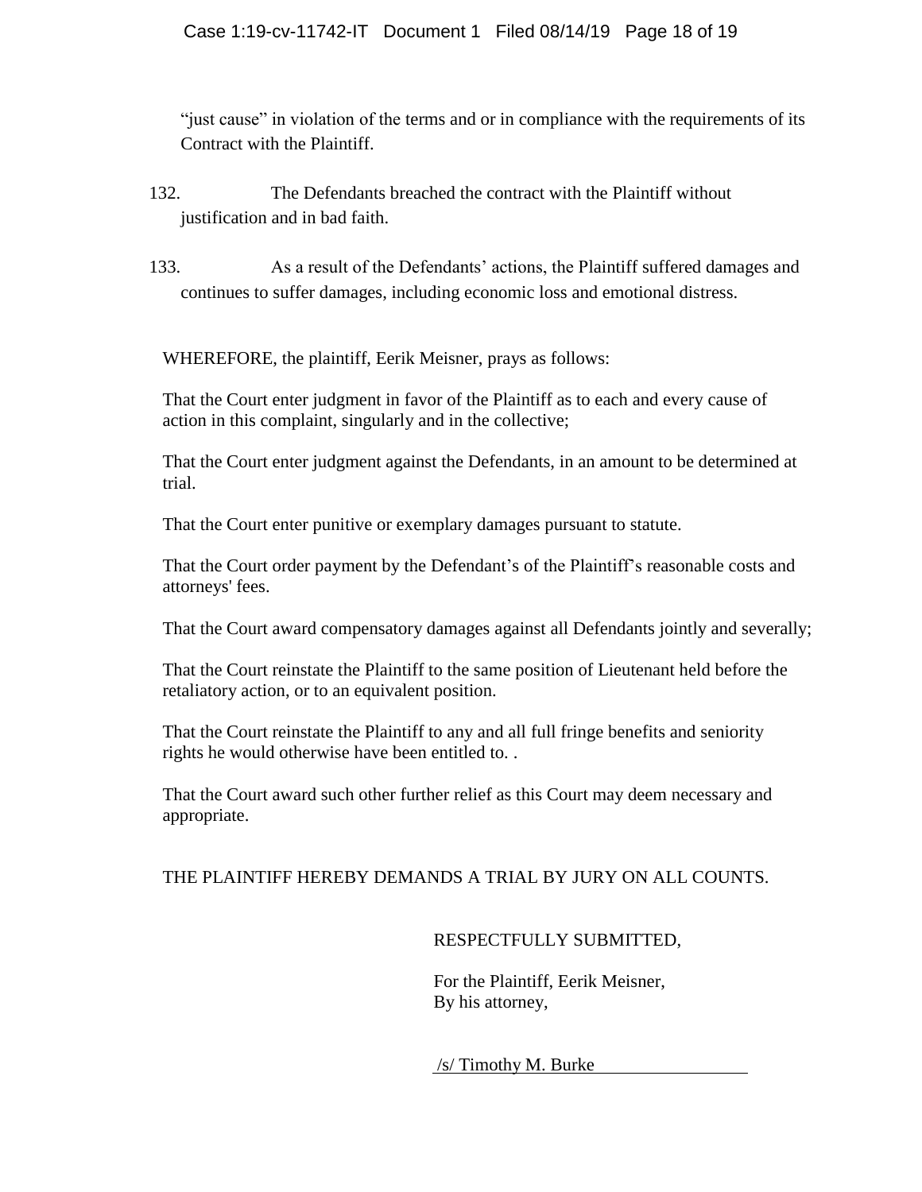"just cause" in violation of the terms and or in compliance with the requirements of its Contract with the Plaintiff.

132. The Defendants breached the contract with the Plaintiff without justification and in bad faith.

133. As a result of the Defendants' actions, the Plaintiff suffered damages and continues to suffer damages, including economic loss and emotional distress.

WHEREFORE, the plaintiff, Eerik Meisner, prays as follows:

That the Court enter judgment in favor of the Plaintiff as to each and every cause of action in this complaint, singularly and in the collective;

That the Court enter judgment against the Defendants, in an amount to be determined at trial.

That the Court enter punitive or exemplary damages pursuant to statute.

That the Court order payment by the Defendant's of the Plaintiff's reasonable costs and attorneys' fees.

That the Court award compensatory damages against all Defendants jointly and severally;

That the Court reinstate the Plaintiff to the same position of Lieutenant held before the retaliatory action, or to an equivalent position.

That the Court reinstate the Plaintiff to any and all full fringe benefits and seniority rights he would otherwise have been entitled to. .

That the Court award such other further relief as this Court may deem necessary and appropriate.

THE PLAINTIFF HEREBY DEMANDS A TRIAL BY JURY ON ALL COUNTS.

RESPECTFULLY SUBMITTED,

For the Plaintiff, Eerik Meisner,
By his attorney,

/s/ Timothy M. Burke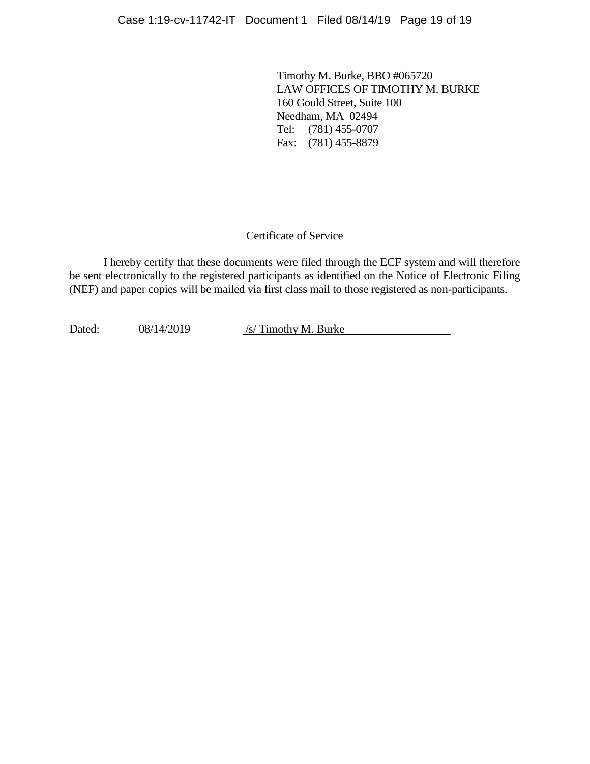Timothy M. Burke, BBO #065720
LAW OFFICES OF TIMOTHY M. BURKE
160 Gould Street, Suite 100
Needham, MA 02494
Tel: (781) 455-0707
Fax: (781) 455-8879

Certificate of Service

I hereby certify that these documents were filed through the ECF system and will therefore be sent electronically to the registered participants as identified on the Notice of Electronic Filing (NEF) and paper copies will be mailed via first class mail to those registered as non-participants.

Dated: 08/14/2019 /s/ Timothy M. Burke